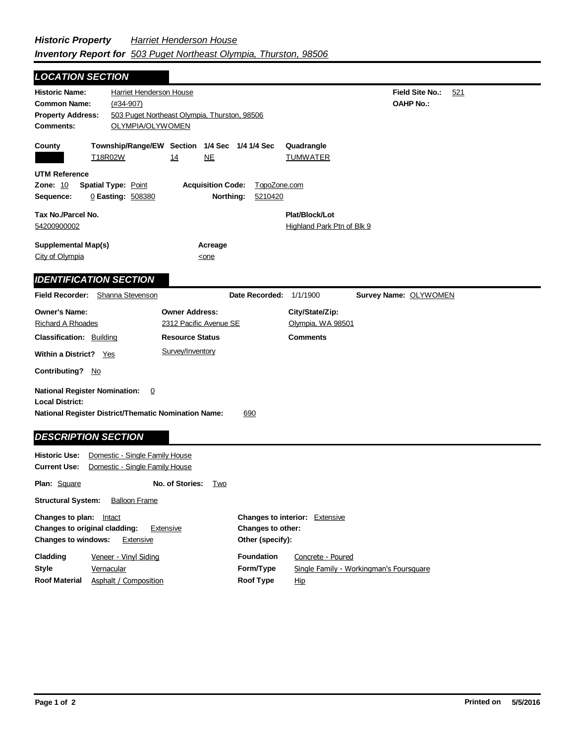***Historic Property*** *Harriet Henderson House*
***Inventory Report for*** *503 Puget Northeast Olympia, Thurston, 98506*

## LOCATION SECTION

**Historic Name:** Harriet Henderson House
**Common Name:** (#34-907)
**Property Address:** 503 Puget Northeast Olympia, Thurston, 98506
**Comments:** OLYMPIA/OLYWOMEN

**Field Site No.:** 521
**OAHP No.:**

| County | Township/Range/EW | Section | 1/4 Sec | 1/4 1/4 Sec | Quadrangle |
|---|---|---|---|---|---|
| | T18R02W | 14 | NE | | TUMWATER |

**UTM Reference**
**Zone:** 10 **Spatial Type:** Point **Acquisition Code:** TopoZone.com
**Sequence:** 0 **Easting:** 508380 **Northing:** 5210420

**Tax No./Parcel No.** 54200900002
**Plat/Block/Lot** Highland Park Ptn of Blk 9

**Supplemental Map(s)** City of Olympia
**Acreage** <one

## IDENTIFICATION SECTION

**Field Recorder:** Shanna Stevenson **Date Recorded:** 1/1/1900 **Survey Name:** OLYWOMEN

**Owner's Name:** Richard A Rhoades
**Owner Address:** 2312 Pacific Avenue SE
**City/State/Zip:** Olympia, WA 98501

**Classification:** Building
**Resource Status:** Survey/Inventory
**Comments**

**Within a District?** Yes

**Contributing?** No

**National Register Nomination:** 0
**Local District:**
**National Register District/Thematic Nomination Name:** 690

## DESCRIPTION SECTION

**Historic Use:** Domestic - Single Family House
**Current Use:** Domestic - Single Family House

**Plan:** Square **No. of Stories:** Two

**Structural System:** Balloon Frame

**Changes to plan:** Intact
**Changes to original cladding:** Extensive
**Changes to windows:** Extensive
**Changes to interior:** Extensive
**Changes to other:**
**Other (specify):**

**Cladding** Veneer - Vinyl Siding
**Style** Vernacular
**Roof Material** Asphalt / Composition
**Foundation** Concrete - Poured
**Form/Type** Single Family - Workingman's Foursquare
**Roof Type** Hip

**Printed on** 5/5/2016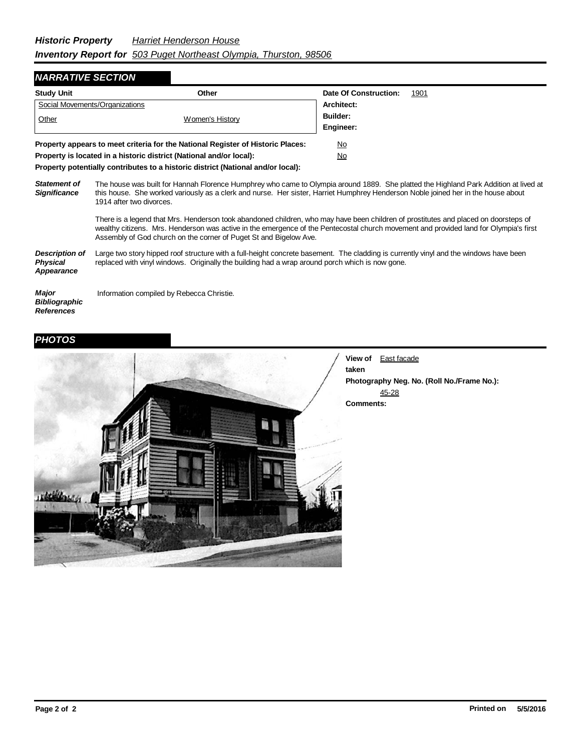**Historic Property** *Harriet Henderson House*

**Inventory Report for** *503 Puget Northeast Olympia, Thurston, 98506*

## NARRATIVE SECTION

| Study Unit | Other |
|---|---|
| Social Movements/Organizations | |
| Other | Women's History |

**Date Of Construction:** 1901

**Architect:**

**Builder:**

**Engineer:**

**Property appears to meet criteria for the National Register of Historic Places:** No

**Property is located in a historic district (National and/or local):** No

**Property potentially contributes to a historic district (National and/or local):**

***Statement of Significance***

The house was built for Hannah Florence Humphrey who came to Olympia around 1889. She platted the Highland Park Addition at lived at this house. She worked variously as a clerk and nurse. Her sister, Harriet Humphrey Henderson Noble joined her in the house about 1914 after two divorces.

There is a legend that Mrs. Henderson took abandoned children, who may have been children of prostitutes and placed on doorsteps of wealthy citizens. Mrs. Henderson was active in the emergence of the Pentecostal church movement and provided land for Olympia's first Assembly of God church on the corner of Puget St and Bigelow Ave.

***Description of Physical Appearance***

Large two story hipped roof structure with a full-height concrete basement. The cladding is currently vinyl and the windows have been replaced with vinyl windows. Originally the building had a wrap around porch which is now gone.

***Major Bibliographic References***

Information compiled by Rebecca Christie.

## PHOTOS

**View of** East facade

**taken**

**Photography Neg. No. (Roll No./Frame No.):** 45-28

**Comments:**

**Printed on** 5/5/2016